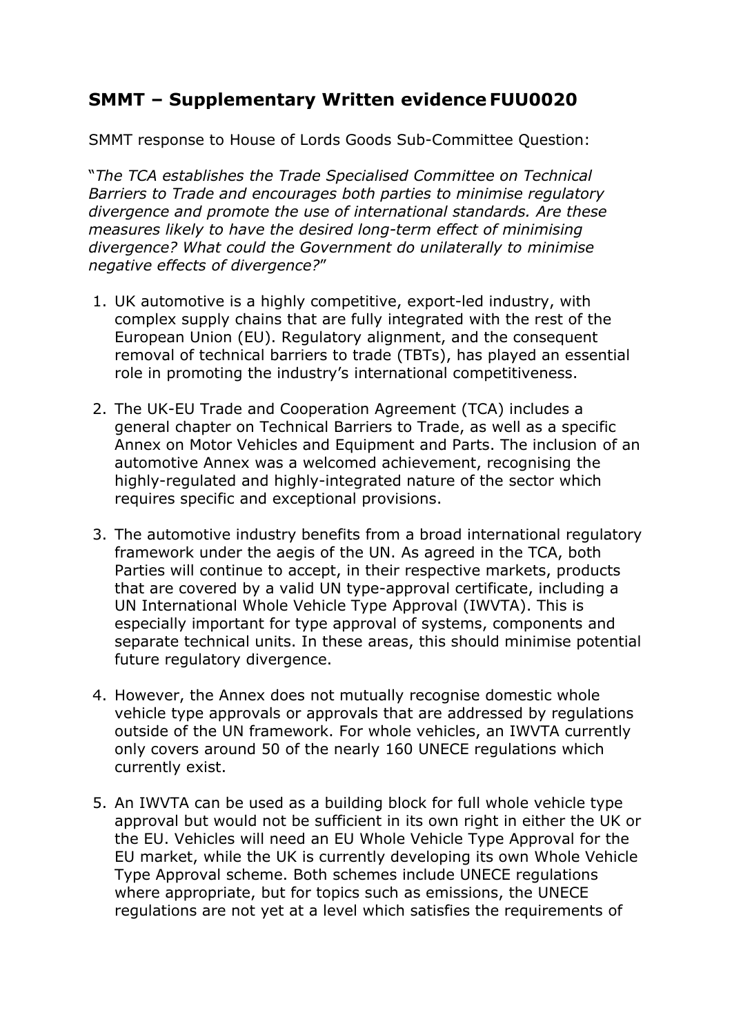# SMMT – Supplementary Written evidence FUU0020

SMMT response to House of Lords Goods Sub-Committee Question:

"*The TCA establishes the Trade Specialised Committee on Technical Barriers to Trade and encourages both parties to minimise regulatory divergence and promote the use of international standards. Are these measures likely to have the desired long-term effect of minimising divergence? What could the Government do unilaterally to minimise negative effects of divergence?*"

1. UK automotive is a highly competitive, export-led industry, with complex supply chains that are fully integrated with the rest of the European Union (EU). Regulatory alignment, and the consequent removal of technical barriers to trade (TBTs), has played an essential role in promoting the industry's international competitiveness.

2. The UK-EU Trade and Cooperation Agreement (TCA) includes a general chapter on Technical Barriers to Trade, as well as a specific Annex on Motor Vehicles and Equipment and Parts. The inclusion of an automotive Annex was a welcomed achievement, recognising the highly-regulated and highly-integrated nature of the sector which requires specific and exceptional provisions.

3. The automotive industry benefits from a broad international regulatory framework under the aegis of the UN. As agreed in the TCA, both Parties will continue to accept, in their respective markets, products that are covered by a valid UN type-approval certificate, including a UN International Whole Vehicle Type Approval (IWVTA). This is especially important for type approval of systems, components and separate technical units. In these areas, this should minimise potential future regulatory divergence.

4. However, the Annex does not mutually recognise domestic whole vehicle type approvals or approvals that are addressed by regulations outside of the UN framework. For whole vehicles, an IWVTA currently only covers around 50 of the nearly 160 UNECE regulations which currently exist.

5. An IWVTA can be used as a building block for full whole vehicle type approval but would not be sufficient in its own right in either the UK or the EU. Vehicles will need an EU Whole Vehicle Type Approval for the EU market, while the UK is currently developing its own Whole Vehicle Type Approval scheme. Both schemes include UNECE regulations where appropriate, but for topics such as emissions, the UNECE regulations are not yet at a level which satisfies the requirements of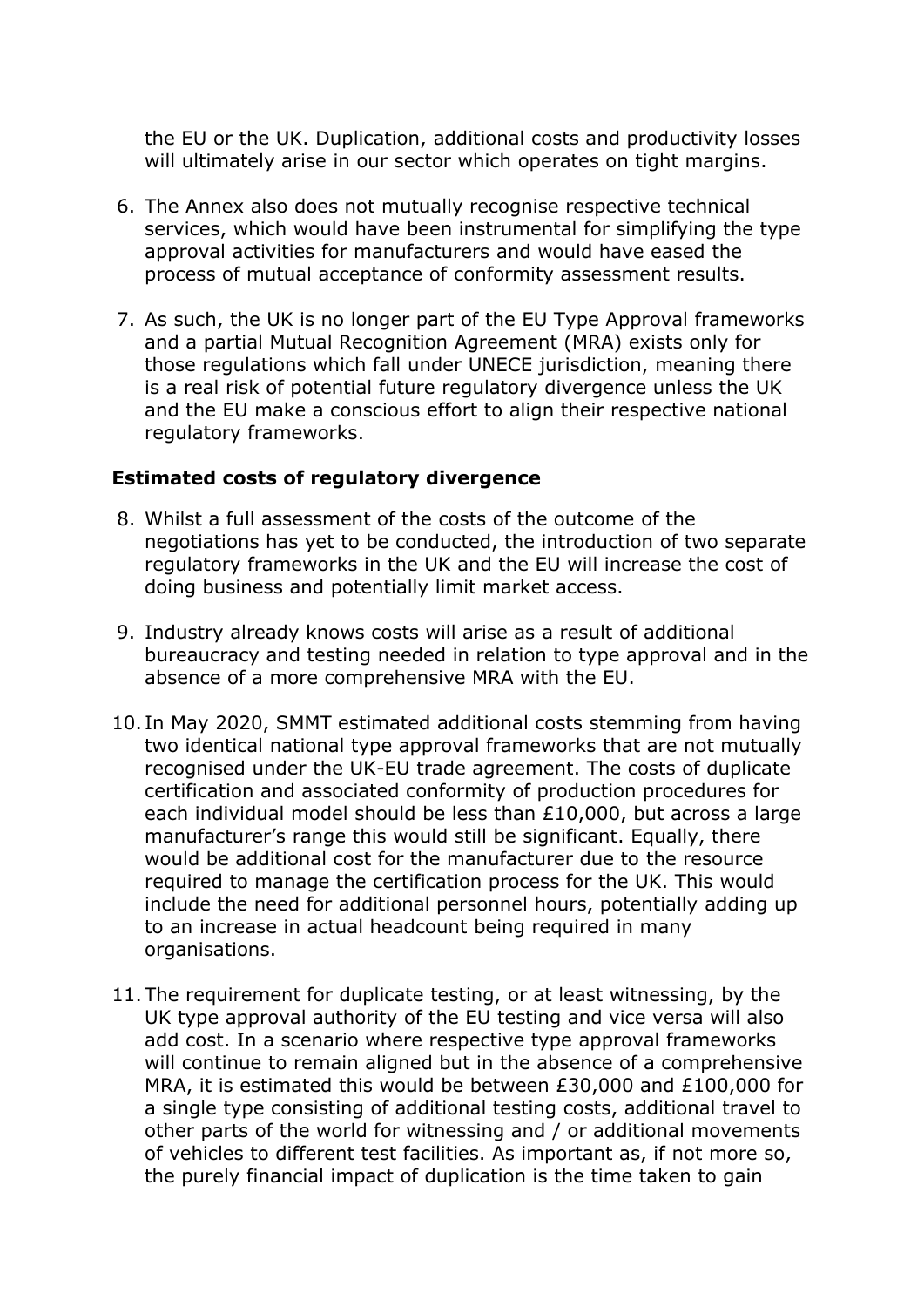the EU or the UK. Duplication, additional costs and productivity losses will ultimately arise in our sector which operates on tight margins.

6. The Annex also does not mutually recognise respective technical services, which would have been instrumental for simplifying the type approval activities for manufacturers and would have eased the process of mutual acceptance of conformity assessment results.

7. As such, the UK is no longer part of the EU Type Approval frameworks and a partial Mutual Recognition Agreement (MRA) exists only for those regulations which fall under UNECE jurisdiction, meaning there is a real risk of potential future regulatory divergence unless the UK and the EU make a conscious effort to align their respective national regulatory frameworks.

**Estimated costs of regulatory divergence**

8. Whilst a full assessment of the costs of the outcome of the negotiations has yet to be conducted, the introduction of two separate regulatory frameworks in the UK and the EU will increase the cost of doing business and potentially limit market access.

9. Industry already knows costs will arise as a result of additional bureaucracy and testing needed in relation to type approval and in the absence of a more comprehensive MRA with the EU.

10. In May 2020, SMMT estimated additional costs stemming from having two identical national type approval frameworks that are not mutually recognised under the UK-EU trade agreement. The costs of duplicate certification and associated conformity of production procedures for each individual model should be less than £10,000, but across a large manufacturer's range this would still be significant. Equally, there would be additional cost for the manufacturer due to the resource required to manage the certification process for the UK. This would include the need for additional personnel hours, potentially adding up to an increase in actual headcount being required in many organisations.

11. The requirement for duplicate testing, or at least witnessing, by the UK type approval authority of the EU testing and vice versa will also add cost. In a scenario where respective type approval frameworks will continue to remain aligned but in the absence of a comprehensive MRA, it is estimated this would be between £30,000 and £100,000 for a single type consisting of additional testing costs, additional travel to other parts of the world for witnessing and / or additional movements of vehicles to different test facilities. As important as, if not more so, the purely financial impact of duplication is the time taken to gain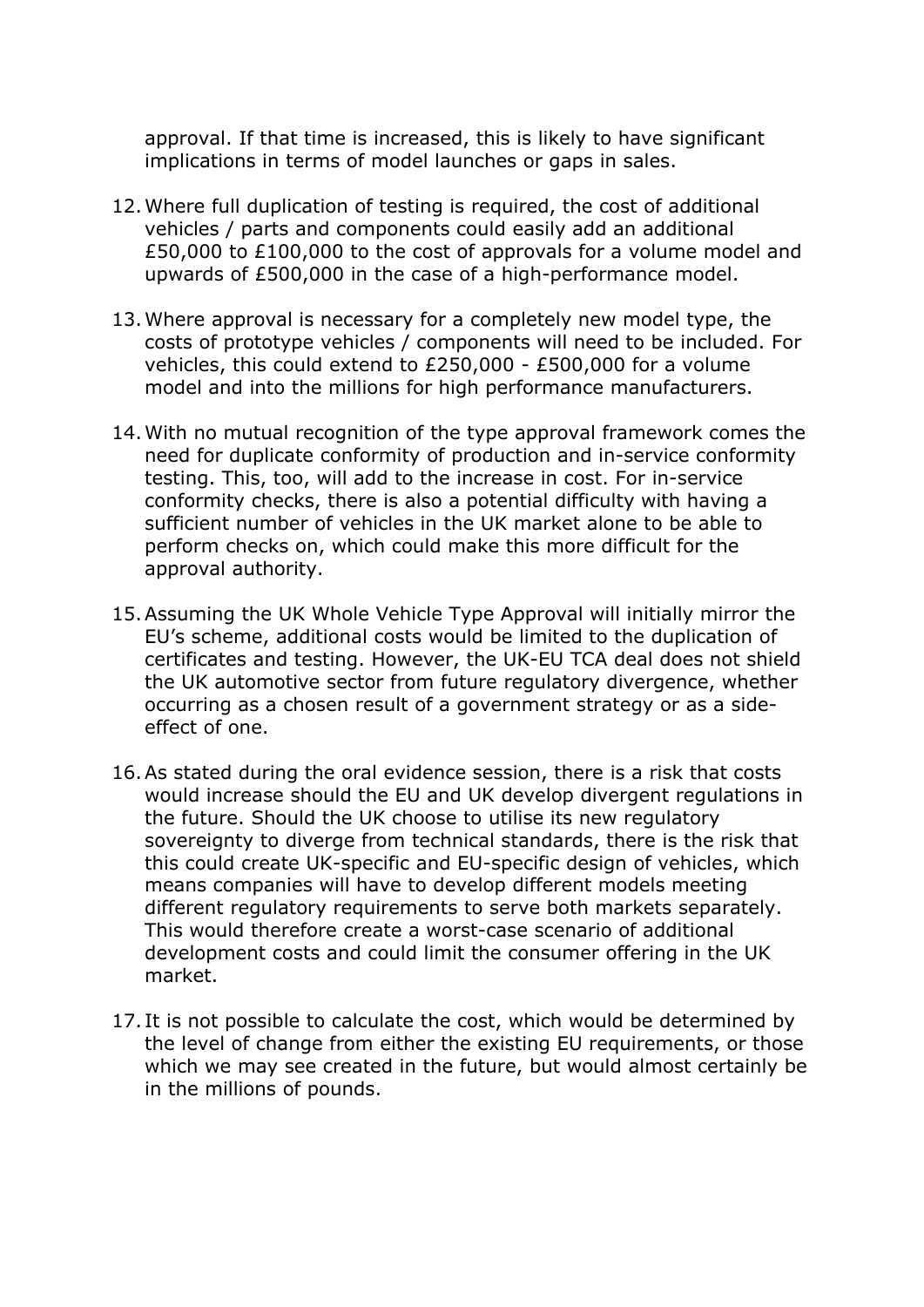approval. If that time is increased, this is likely to have significant implications in terms of model launches or gaps in sales.

12. Where full duplication of testing is required, the cost of additional vehicles / parts and components could easily add an additional £50,000 to £100,000 to the cost of approvals for a volume model and upwards of £500,000 in the case of a high-performance model.

13. Where approval is necessary for a completely new model type, the costs of prototype vehicles / components will need to be included. For vehicles, this could extend to £250,000 - £500,000 for a volume model and into the millions for high performance manufacturers.

14. With no mutual recognition of the type approval framework comes the need for duplicate conformity of production and in-service conformity testing. This, too, will add to the increase in cost. For in-service conformity checks, there is also a potential difficulty with having a sufficient number of vehicles in the UK market alone to be able to perform checks on, which could make this more difficult for the approval authority.

15. Assuming the UK Whole Vehicle Type Approval will initially mirror the EU's scheme, additional costs would be limited to the duplication of certificates and testing. However, the UK-EU TCA deal does not shield the UK automotive sector from future regulatory divergence, whether occurring as a chosen result of a government strategy or as a side-effect of one.

16. As stated during the oral evidence session, there is a risk that costs would increase should the EU and UK develop divergent regulations in the future. Should the UK choose to utilise its new regulatory sovereignty to diverge from technical standards, there is the risk that this could create UK-specific and EU-specific design of vehicles, which means companies will have to develop different models meeting different regulatory requirements to serve both markets separately. This would therefore create a worst-case scenario of additional development costs and could limit the consumer offering in the UK market.

17. It is not possible to calculate the cost, which would be determined by the level of change from either the existing EU requirements, or those which we may see created in the future, but would almost certainly be in the millions of pounds.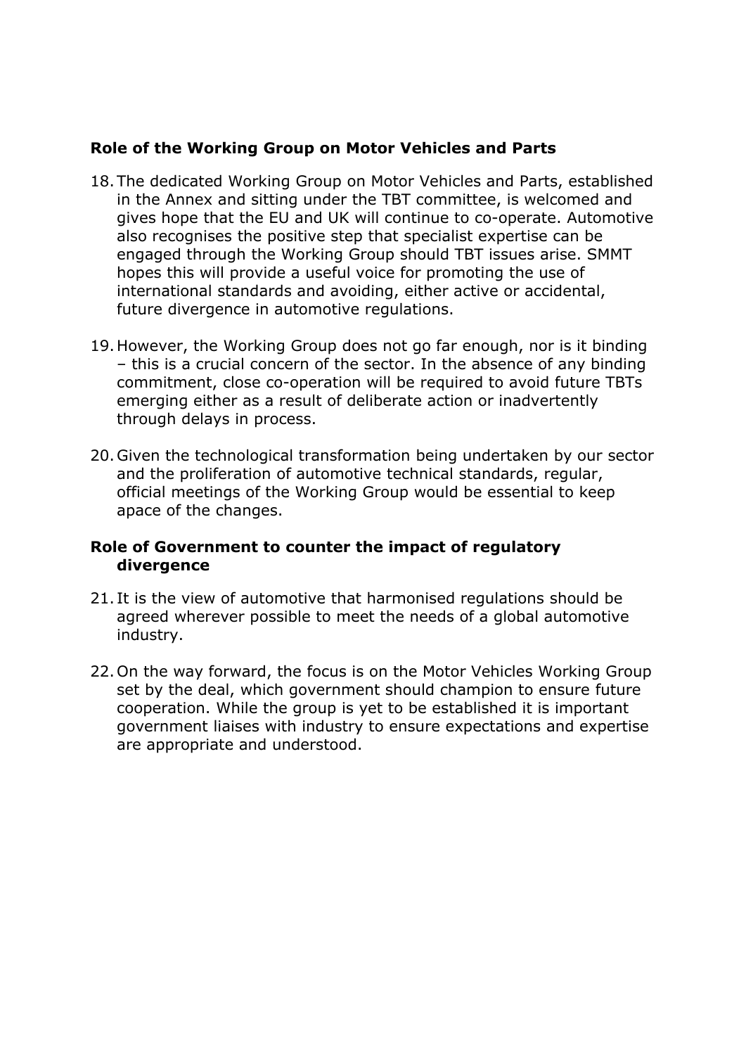**Role of the Working Group on Motor Vehicles and Parts**

18. The dedicated Working Group on Motor Vehicles and Parts, established in the Annex and sitting under the TBT committee, is welcomed and gives hope that the EU and UK will continue to co-operate. Automotive also recognises the positive step that specialist expertise can be engaged through the Working Group should TBT issues arise. SMMT hopes this will provide a useful voice for promoting the use of international standards and avoiding, either active or accidental, future divergence in automotive regulations.

19. However, the Working Group does not go far enough, nor is it binding – this is a crucial concern of the sector. In the absence of any binding commitment, close co-operation will be required to avoid future TBTs emerging either as a result of deliberate action or inadvertently through delays in process.

20. Given the technological transformation being undertaken by our sector and the proliferation of automotive technical standards, regular, official meetings of the Working Group would be essential to keep apace of the changes.

**Role of Government to counter the impact of regulatory divergence**

21. It is the view of automotive that harmonised regulations should be agreed wherever possible to meet the needs of a global automotive industry.

22. On the way forward, the focus is on the Motor Vehicles Working Group set by the deal, which government should champion to ensure future cooperation. While the group is yet to be established it is important government liaises with industry to ensure expectations and expertise are appropriate and understood.